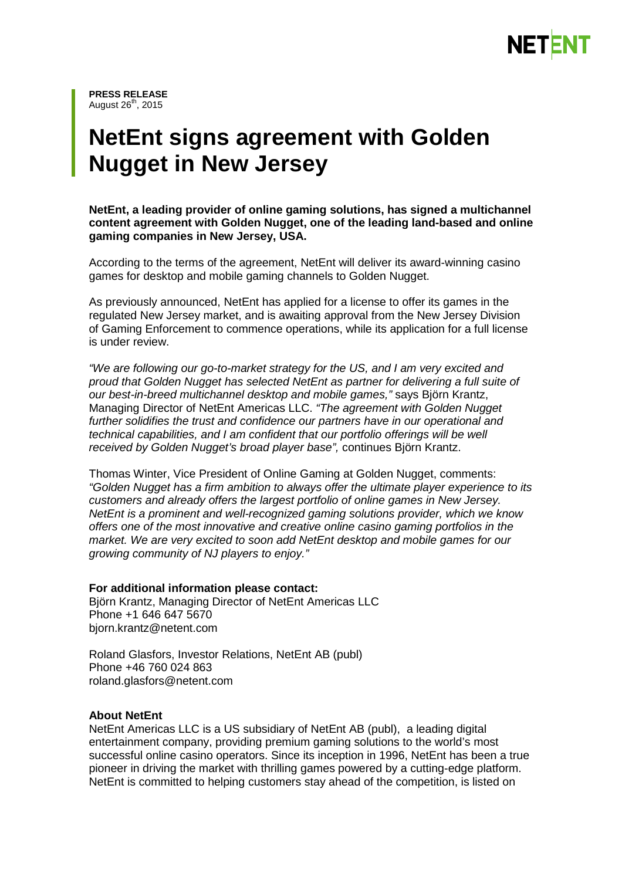**PRESS RELEASE**
August 26th, 2015

# NetEnt signs agreement with Golden Nugget in New Jersey

**NetEnt, a leading provider of online gaming solutions, has signed a multichannel content agreement with Golden Nugget, one of the leading land-based and online gaming companies in New Jersey, USA.**

According to the terms of the agreement, NetEnt will deliver its award-winning casino games for desktop and mobile gaming channels to Golden Nugget.

As previously announced, NetEnt has applied for a license to offer its games in the regulated New Jersey market, and is awaiting approval from the New Jersey Division of Gaming Enforcement to commence operations, while its application for a full license is under review.

*"We are following our go-to-market strategy for the US, and I am very excited and proud that Golden Nugget has selected NetEnt as partner for delivering a full suite of our best-in-breed multichannel desktop and mobile games,"* says Björn Krantz, Managing Director of NetEnt Americas LLC. *"The agreement with Golden Nugget further solidifies the trust and confidence our partners have in our operational and technical capabilities, and I am confident that our portfolio offerings will be well received by Golden Nugget's broad player base",* continues Björn Krantz.

Thomas Winter, Vice President of Online Gaming at Golden Nugget, comments: *"Golden Nugget has a firm ambition to always offer the ultimate player experience to its customers and already offers the largest portfolio of online games in New Jersey. NetEnt is a prominent and well-recognized gaming solutions provider, which we know offers one of the most innovative and creative online casino gaming portfolios in the market. We are very excited to soon add NetEnt desktop and mobile games for our growing community of NJ players to enjoy."*

**For additional information please contact:**
Björn Krantz, Managing Director of NetEnt Americas LLC
Phone +1 646 647 5670
bjorn.krantz@netent.com

Roland Glasfors, Investor Relations, NetEnt AB (publ)
Phone +46 760 024 863
roland.glasfors@netent.com

**About NetEnt**
NetEnt Americas LLC is a US subsidiary of NetEnt AB (publ), a leading digital entertainment company, providing premium gaming solutions to the world's most successful online casino operators. Since its inception in 1996, NetEnt has been a true pioneer in driving the market with thrilling games powered by a cutting-edge platform. NetEnt is committed to helping customers stay ahead of the competition, is listed on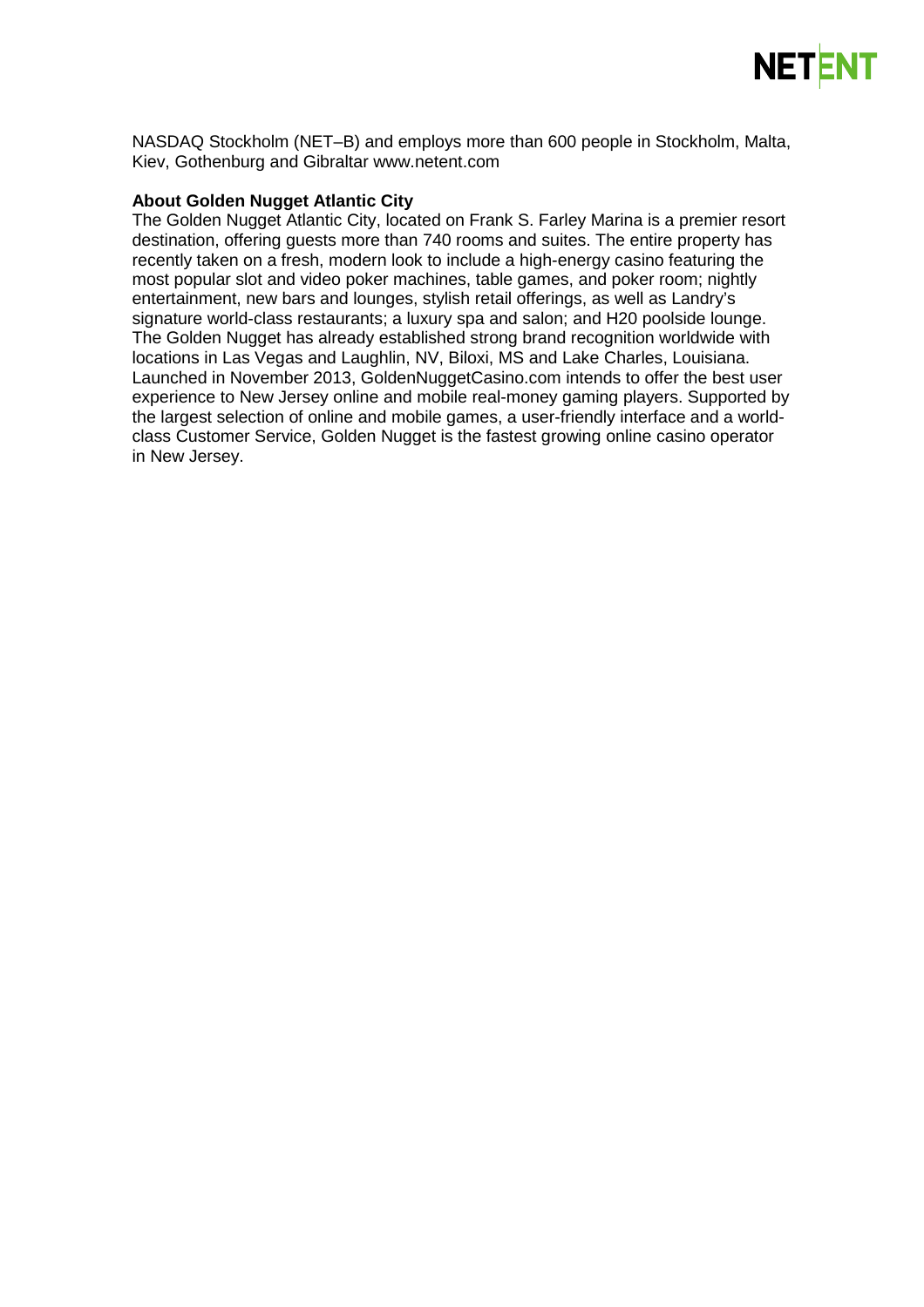NASDAQ Stockholm (NET–B) and employs more than 600 people in Stockholm, Malta, Kiev, Gothenburg and Gibraltar www.netent.com

**About Golden Nugget Atlantic City**

The Golden Nugget Atlantic City, located on Frank S. Farley Marina is a premier resort destination, offering guests more than 740 rooms and suites. The entire property has recently taken on a fresh, modern look to include a high-energy casino featuring the most popular slot and video poker machines, table games, and poker room; nightly entertainment, new bars and lounges, stylish retail offerings, as well as Landry's signature world-class restaurants; a luxury spa and salon; and H20 poolside lounge. The Golden Nugget has already established strong brand recognition worldwide with locations in Las Vegas and Laughlin, NV, Biloxi, MS and Lake Charles, Louisiana. Launched in November 2013, GoldenNuggetCasino.com intends to offer the best user experience to New Jersey online and mobile real-money gaming players. Supported by the largest selection of online and mobile games, a user-friendly interface and a world-class Customer Service, Golden Nugget is the fastest growing online casino operator in New Jersey.